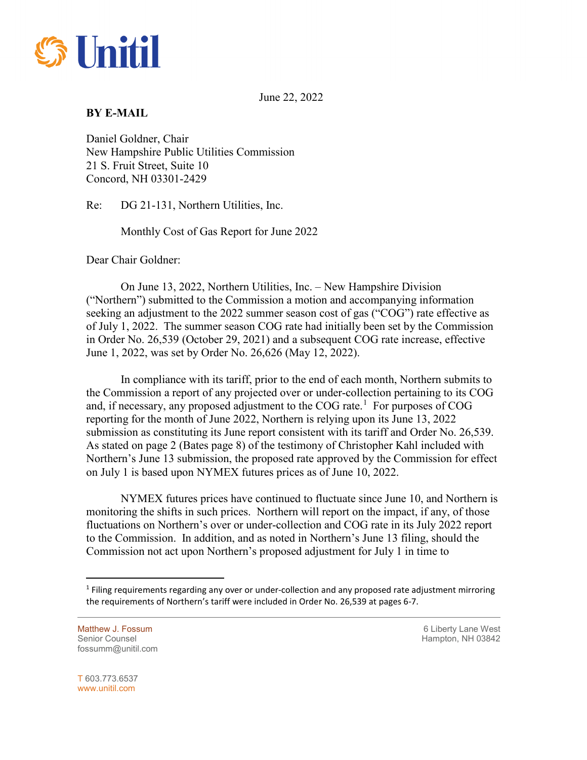June 22, 2022

**BY E-MAIL**

Daniel Goldner, Chair
New Hampshire Public Utilities Commission
21 S. Fruit Street, Suite 10
Concord, NH 03301-2429

Re: DG 21-131, Northern Utilities, Inc.

Monthly Cost of Gas Report for June 2022

Dear Chair Goldner:

On June 13, 2022, Northern Utilities, Inc. – New Hampshire Division ("Northern") submitted to the Commission a motion and accompanying information seeking an adjustment to the 2022 summer season cost of gas ("COG") rate effective as of July 1, 2022. The summer season COG rate had initially been set by the Commission in Order No. 26,539 (October 29, 2021) and a subsequent COG rate increase, effective June 1, 2022, was set by Order No. 26,626 (May 12, 2022).

In compliance with its tariff, prior to the end of each month, Northern submits to the Commission a report of any projected over or under-collection pertaining to its COG and, if necessary, any proposed adjustment to the COG rate.[1] For purposes of COG reporting for the month of June 2022, Northern is relying upon its June 13, 2022 submission as constituting its June report consistent with its tariff and Order No. 26,539. As stated on page 2 (Bates page 8) of the testimony of Christopher Kahl included with Northern's June 13 submission, the proposed rate approved by the Commission for effect on July 1 is based upon NYMEX futures prices as of June 10, 2022.

NYMEX futures prices have continued to fluctuate since June 10, and Northern is monitoring the shifts in such prices. Northern will report on the impact, if any, of those fluctuations on Northern's over or under-collection and COG rate in its July 2022 report to the Commission. In addition, and as noted in Northern's June 13 filing, should the Commission not act upon Northern's proposed adjustment for July 1 in time to

[1] Filing requirements regarding any over or under-collection and any proposed rate adjustment mirroring the requirements of Northern's tariff were included in Order No. 26,539 at pages 6-7.

Matthew J. Fossum
Senior Counsel
fossumm@unitil.com

6 Liberty Lane West
Hampton, NH 03842

T 603.773.6537
www.unitil.com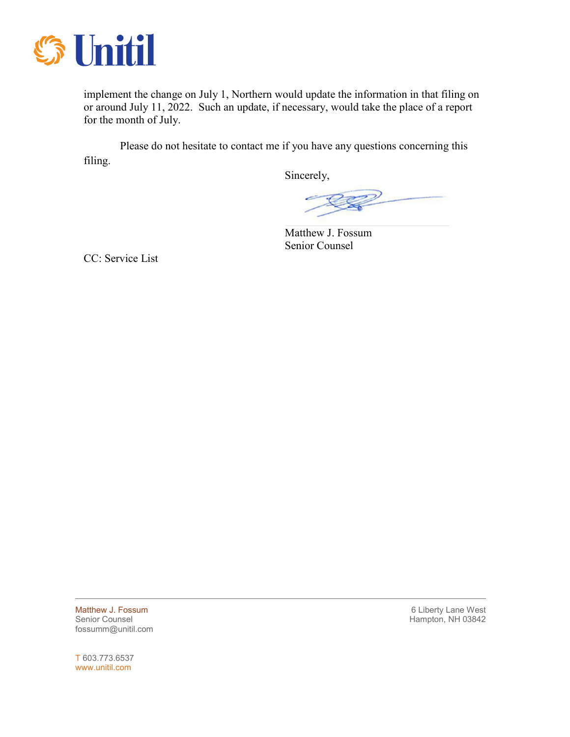implement the change on July 1, Northern would update the information in that filing on or around July 11, 2022. Such an update, if necessary, would take the place of a report for the month of July.

Please do not hesitate to contact me if you have any questions concerning this filing.

Sincerely,

Matthew J. Fossum
Senior Counsel

CC: Service List

Matthew J. Fossum
Senior Counsel
fossumm@unitil.com

T 603.773.6537
www.unitil.com

6 Liberty Lane West
Hampton, NH 03842